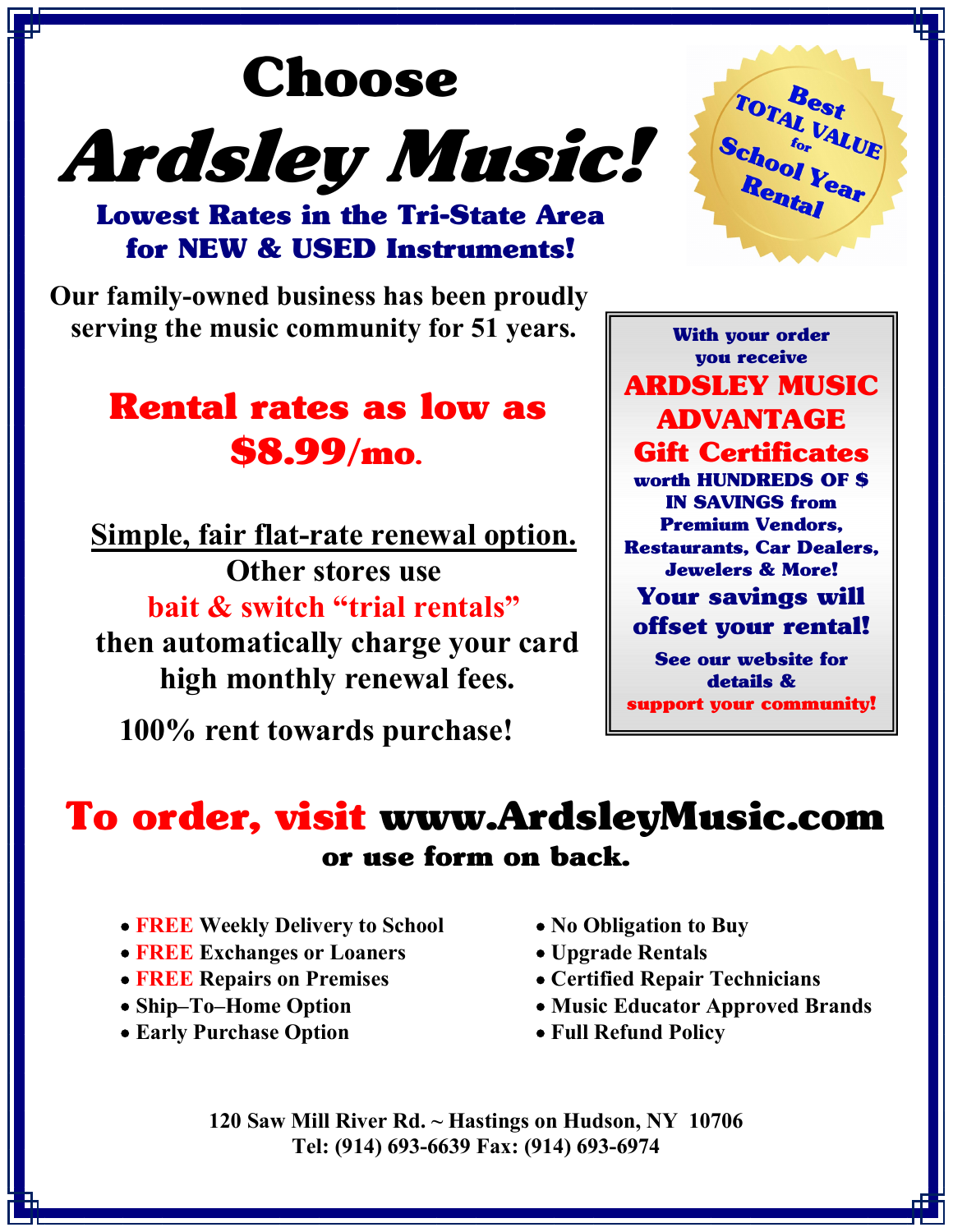# Choose

# Ardsley Music!

**Lowest Rates in the Tri-State Area for NEW & USED Instruments!**

**Best TOTAL VALUE for School Year Rental**

**Our family-owned business has been proudly serving the music community for 51 years.**

## Rental rates as low as $8.99/mo.

**Simple, fair flat-rate renewal option.**

**Other stores use bait & switch "trial rentals" then automatically charge your card high monthly renewal fees.**

**100% rent towards purchase!**

**With your order you receive**

**ARDSLEY MUSIC ADVANTAGE Gift Certificates**

**worth HUNDREDS OF $ IN SAVINGS from Premium Vendors, Restaurants, Car Dealers, Jewelers & More!**

**Your savings will offset your rental!**

**See our website for details & support your community!**

## To order, visit www.ArdsleyMusic.com

**or use form on back.**

- **FREE Weekly Delivery to School**
- **FREE Exchanges or Loaners**
- **FREE Repairs on Premises**
- **Ship–To–Home Option**
- **Early Purchase Option**
- **No Obligation to Buy**
- **Upgrade Rentals**
- **Certified Repair Technicians**
- **Music Educator Approved Brands**
- **Full Refund Policy**

**120 Saw Mill River Rd. ~ Hastings on Hudson, NY 10706**
**Tel: (914) 693-6639 Fax: (914) 693-6974**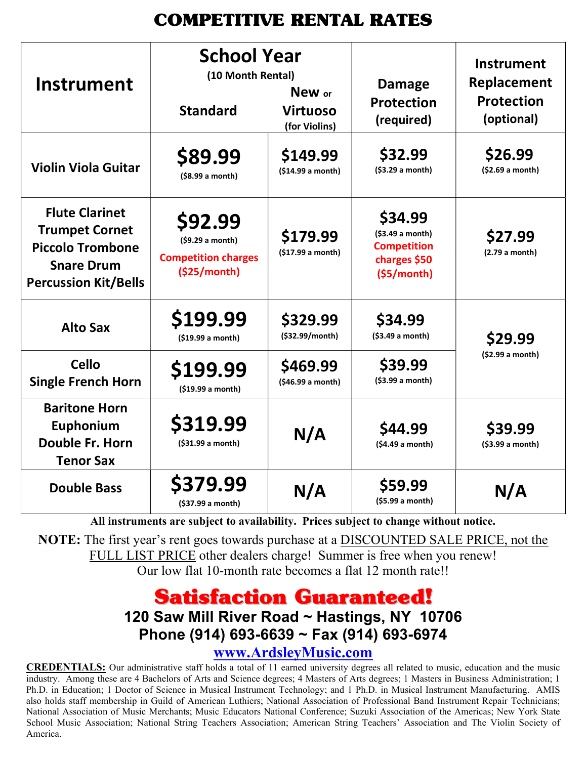# COMPETITIVE RENTAL RATES

| Instrument | School Year (10 Month Rental) Standard | New or Virtuoso (for Violins) | Damage Protection (required) | Instrument Replacement Protection (optional) |
|---|---|---|---|---|
| Violin Viola Guitar | **$89.99** ($8.99 a month) | **$149.99** ($14.99 a month) | **$32.99** ($3.29 a month) | **$26.99** ($2.69 a month) |
| Flute Clarinet Trumpet Cornet Piccolo Trombone Snare Drum Percussion Kit/Bells | **$92.99** ($9.29 a month) Competition charges ($25/month) | **$179.99** ($17.99 a month) | **$34.99** ($3.49 a month) Competition charges $50 ($5/month) | **$27.99** (2.79 a month) |
| Alto Sax | **$199.99** ($19.99 a month) | **$329.99** ($32.99/month) | **$34.99** ($3.49 a month) | **$29.99** ($2.99 a month) |
| Cello Single French Horn | **$199.99** ($19.99 a month) | **$469.99** ($46.99 a month) | **$39.99** ($3.99 a month) | |
| Baritone Horn Euphonium Double Fr. Horn Tenor Sax | **$319.99** ($31.99 a month) | N/A | **$44.99** ($4.49 a month) | **$39.99** ($3.99 a month) |
| Double Bass | **$379.99** ($37.99 a month) | N/A | **$59.99** ($5.99 a month) | N/A |

**All instruments are subject to availability. Prices subject to change without notice.**

**NOTE:** The first year's rent goes towards purchase at a DISCOUNTED SALE PRICE, not the FULL LIST PRICE other dealers charge! Summer is free when you renew! Our low flat 10-month rate becomes a flat 12 month rate!!

## Satisfaction Guaranteed!

**120 Saw Mill River Road ~ Hastings, NY 10706**
**Phone (914) 693-6639 ~ Fax (914) 693-6974**

www.ArdsleyMusic.com

**CREDENTIALS:** Our administrative staff holds a total of 11 earned university degrees all related to music, education and the music industry. Among these are 4 Bachelors of Arts and Science degrees; 4 Masters of Arts degrees; 1 Masters in Business Administration; 1 Ph.D. in Education; 1 Doctor of Science in Musical Instrument Technology; and 1 Ph.D. in Musical Instrument Manufacturing. AMIS also holds staff membership in Guild of American Luthiers; National Association of Professional Band Instrument Repair Technicians; National Association of Music Merchants; Music Educators National Conference; Suzuki Association of the Americas; New York State School Music Association; National String Teachers Association; American String Teachers' Association and The Violin Society of America.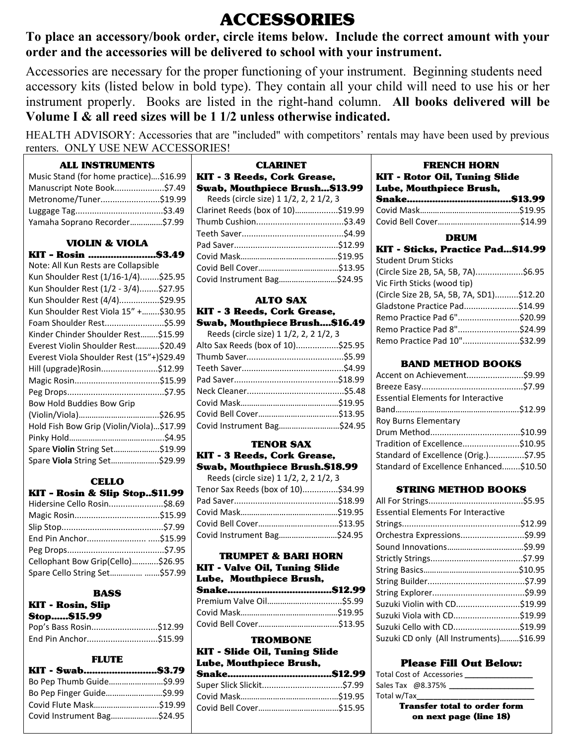# ACCESSORIES

**To place an accessory/book order, circle items below. Include the correct amount with your order and the accessories will be delivered to school with your instrument.**

Accessories are necessary for the proper functioning of your instrument. Beginning students need accessory kits (listed below in bold type). They contain all your child will need to use his or her instrument properly. Books are listed in the right-hand column. **All books delivered will be Volume I & all reed sizes will be 1 1/2 unless otherwise indicated.**

HEALTH ADVISORY: Accessories that are "included" with competitors' rentals may have been used by previous renters. ONLY USE NEW ACCESSORIES!

### ALL INSTRUMENTS

- Music Stand (for home practice)....$16.99
- Manuscript Note Book....................$7.49
- Metronome/Tuner........................$19.99
- Luggage Tag....................................$3.49
- Yamaha Soprano Recorder..............$7.99

### VIOLIN & VIOLA

**KIT - Rosin ........................$3.49**

Note: All Kun Rests are Collapsible

- Kun Shoulder Rest (1/16-1/4)........$25.95
- Kun Shoulder Rest (1/2 - 3/4)........$27.95
- Kun Shoulder Rest (4/4)................$29.95
- Kun Shoulder Rest Viola 15" +........$30.95
- Foam Shoulder Rest........................$5.99
- Kinder Chinder Shoulder Rest........$15.99
- Everest Violin Shoulder Rest...........$20.49
- Everest Viola Shoulder Rest (15"+)$29.49
- Hill (upgrade)Rosin.......................$12.99
- Magic Rosin...................................$15.99
- Peg Drops........................................$7.95
- Bow Hold Buddies Bow Grip (Violin/Viola)...................................$26.95
- Hold Fish Bow Grip (Violin/Viola)...$17.99
- Pinky Hold..........................................$4.95
- Spare **Violin** String Set....................$19.99
- Spare **Viola** String Set.....................$29.99

### CELLO

**KIT - Rosin & Slip Stop..$11.99**

- Hidersine Cello Rosin......................$8.69
- Magic Rosin...................................$15.99
- Slip Stop..........................................$7.99
- End Pin Anchor......................... .....$15.99
- Peg Drops........................................$7.95
- Cellophant Bow Grip(Cello)............$26.95
- Spare Cello String Set.............. .......$57.99

### BASS

**KIT - Rosin, Slip Stop......$15.99**

- Pop's Bass Rosin............................$12.99
- End Pin Anchor.............................$15.99

### FLUTE

**KIT - Swab.........................$3.79**

- Bo Pep Thumb Guide........................$9.99
- Bo Pep Finger Guide.........................$9.99
- Covid Flute Mask.............................$19.99
- Covid Instrument Bag......................$24.95

### CLARINET

**KIT - 3 Reeds, Cork Grease, Swab, Mouthpiece Brush...$13.99**

Reeds (circle size) 1 1/2, 2, 2 1/2, 3

- Clarinet Reeds (box of 10)..................$19.99
- Thumb Cushion....................................$3.49
- Teeth Saver..........................................$4.99
- Pad Saver...........................................$12.99
- Covid Mask..........................................$19.95
- Covid Bell Cover...................................$13.95
- Covid Instrument Bag...........................$24.95

### ALTO SAX

**KIT - 3 Reeds, Cork Grease, Swab, Mouthpiece Brush....$16.49**

Reeds (circle size) 1 1/2, 2, 2 1/2, 3

- Alto Sax Reeds (box of 10).................$25.95
- Thumb Saver........................................$5.99
- Teeth Saver..........................................$4.99
- Pad Saver...........................................$18.99
- Neck Cleaner........................................$5.48
- Covid Mask..........................................$19.95
- Covid Bell Cover...................................$13.95
- Covid Instrument Bag...........................$24.95

### TENOR SAX

**KIT - 3 Reeds, Cork Grease, Swab, Mouthpiece Brush.$18.99**

Reeds (circle size) 1 1/2, 2, 2 1/2, 3

- Tenor Sax Reeds (box of 10)...............$34.99
- Pad Saver...........................................$18.99
- Covid Mask..........................................$19.95
- Covid Bell Cover...................................$13.95
- Covid Instrument Bag...........................$24.95

### TRUMPET & BARI HORN

**KIT - Valve Oil, Tuning Slide Lube, Mouthpiece Brush, Snake......................................$12.99**

- Premium Valve Oil................................$5.99
- Covid Mask..........................................$19.95
- Covid Bell Cover...................................$13.95

### TROMBONE

**KIT - Slide Oil, Tuning Slide Lube, Mouthpiece Brush, Snake.....................................$12.99**

- Super Slick Slickit.................................$7.99
- Covid Mask..........................................$19.95
- Covid Bell Cover...................................$15.95

### FRENCH HORN

**KIT - Rotor Oil, Tuning Slide Lube, Mouthpiece Brush, Snake......................................$13.99**

- Covid Mask..........................................$19.95
- Covid Bell Cover...................................$14.99

### DRUM

**KIT - Sticks, Practice Pad...$14.99**

- Student Drum Sticks (Circle Size 2B, 5A, 5B, 7A)...................$6.95
- Vic Firth Sticks (wood tip) (Circle Size 2B, 5A, 5B, 7A, SD1)..........$12.20
- Gladstone Practice Pad......................$14.99
- Remo Practice Pad 6"..........................$20.99
- Remo Practice Pad 8"..........................$24.99
- Remo Practice Pad 10".......................$32.99

### BAND METHOD BOOKS

- Accent on Achievement.......................$9.99
- Breeze Easy..........................................$7.99
- Essential Elements for Interactive Band.......................................................$12.99
- Roy Burns Elementary Drum Method.....................................$10.99
- Tradition of Excellence.......................$10.95
- Standard of Excellence (Orig.)...............$7.95
- Standard of Excellence Enhanced........$10.50

### STRING METHOD BOOKS

- All For Strings.......................................$5.95
- Essential Elements For Interactive Strings................................................$12.99
- Orchestra Expressions..........................$9.99
- Sound Innovations.................................$9.99
- Strictly Strings.......................................$7.99
- String Basics.........................................$10.95
- String Builder........................................$7.99
- String Explorer......................................$9.99
- Suzuki Violin with CD...........................$19.99
- Suzuki Viola with CD............................$19.99
- Suzuki Cello with CD............................$19.99
- Suzuki CD only (All Instruments).........$16.99

### Please Fill Out Below:

Total Cost of Accessories _______________

Sales Tax @8.375% ____________________

Total w/Tax_____________________________

**Transfer total to order form on next page (line 18)**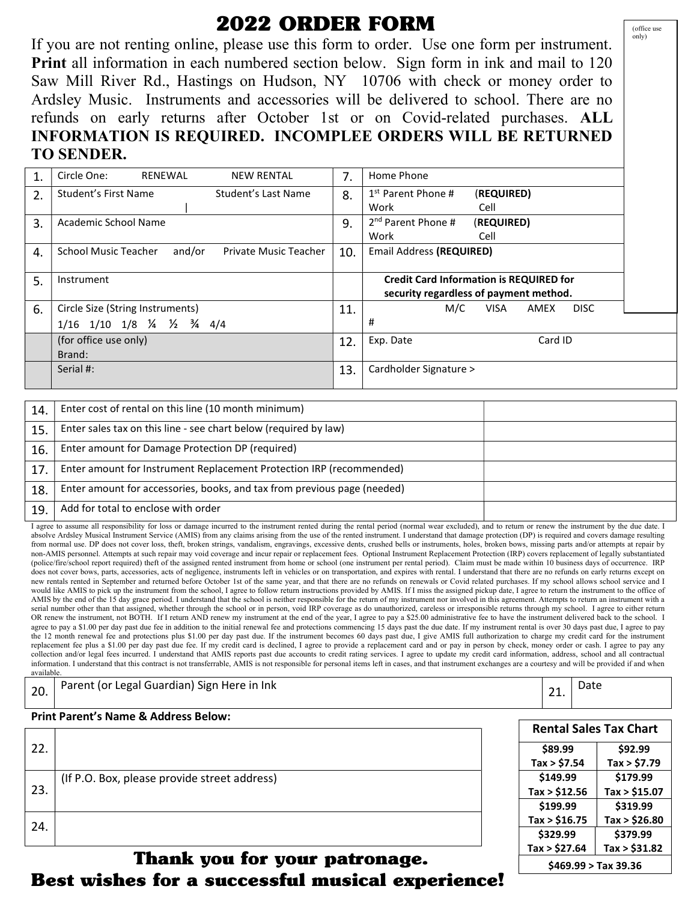# 2022 ORDER FORM

(office use only)

If you are not renting online, please use this form to order. Use one form per instrument. **Print** all information in each numbered section below. Sign form in ink and mail to 120 Saw Mill River Rd., Hastings on Hudson, NY 10706 with check or money order to Ardsley Music. Instruments and accessories will be delivered to school. There are no refunds on early returns after October 1st or on Covid-related purchases. **ALL INFORMATION IS REQUIRED. INCOMPLEE ORDERS WILL BE RETURNED TO SENDER.**

| | | | |
|---|---|---|---|
| 1. | Circle One: RENEWAL NEW RENTAL | 7. | Home Phone |
| 2. | Student's First Name \| Student's Last Name | 8. | 1st Parent Phone # (**REQUIRED**) Work Cell |
| 3. | Academic School Name | 9. | 2nd Parent Phone # (**REQUIRED**) Work Cell |
| 4. | School Music Teacher and/or Private Music Teacher | 10. | Email Address **(REQUIRED)** |
| 5. | Instrument | | **Credit Card Information is REQUIRED for security regardless of payment method.** |
| 6. | Circle Size (String Instruments) 1/16 1/10 1/8 ¼ ½ ¾ 4/4 | 11. | M/C VISA AMEX DISC # |
| | (for office use only) Brand: | 12. | Exp. Date Card ID |
| | Serial #: | 13. | Cardholder Signature > |

| | | |
|---|---|---|
| 14. | Enter cost of rental on this line (10 month minimum) | |
| 15. | Enter sales tax on this line - see chart below (required by law) | |
| 16. | Enter amount for Damage Protection DP (required) | |
| 17. | Enter amount for Instrument Replacement Protection IRP (recommended) | |
| 18. | Enter amount for accessories, books, and tax from previous page (needed) | |
| 19. | Add for total to enclose with order | |

I agree to assume all responsibility for loss or damage incurred to the instrument rented during the rental period (normal wear excluded), and to return or renew the instrument by the due date. I absolve Ardsley Musical Instrument Service (AMIS) from any claims arising from the use of the rented instrument. I understand that damage protection (DP) is required and covers damage resulting from normal use. DP does not cover loss, theft, broken strings, vandalism, engravings, excessive dents, crushed bells or instruments, holes, broken bows, missing parts and/or attempts at repair by non-AMIS personnel. Attempts at such repair may void coverage and incur repair or replacement fees. Optional Instrument Replacement Protection (IRP) covers replacement of legally substantiated (police/fire/school report required) theft of the assigned rented instrument from home or school (one instrument per rental period). Claim must be made within 10 business days of occurrence. IRP does not cover bows, parts, accessories, acts of negligence, instruments left in vehicles or on transportation, and expires with rental. I understand that there are no refunds on early returns except on new rentals rented in September and returned before October 1st of the same year, and that there are no refunds on renewals or Covid related purchases. If my school allows school service and I would like AMIS to pick up the instrument from the school, I agree to follow return instructions provided by AMIS. If I miss the assigned pickup date, I agree to return the instrument to the office of AMIS by the end of the 15 day grace period. I understand that the school is neither responsible for the return of my instrument nor involved in this agreement. Attempts to return an instrument with a serial number other than that assigned, whether through the school or in person, void IRP coverage as do unauthorized, careless or irresponsible returns through my school. I agree to either return OR renew the instrument, not BOTH. If I return AND renew my instrument at the end of the year, I agree to pay a $25.00 administrative fee to have the instrument delivered back to the school. I agree to pay a $1.00 per day past due fee in addition to the initial renewal fee and protections commencing 15 days past the due date. If my instrument rental is over 30 days past due, I agree to pay the 12 month renewal fee and protections plus $1.00 per day past due. If the instrument becomes 60 days past due, I give AMIS full authorization to charge my credit card for the instrument replacement fee plus a $1.00 per day past due fee. If my credit card is declined, I agree to provide a replacement card and or pay in person by check, money order or cash. I agree to pay any collection and/or legal fees incurred. I understand that AMIS reports past due accounts to credit rating services. I agree to update my credit card information, address, school and all contractual information. I understand that this contract is not transferrable, AMIS is not responsible for personal items left in cases, and that instrument exchanges are a courtesy and will be provided if and when available.

| | | | |
|---|---|---|---|
| 20. | Parent (or Legal Guardian) Sign Here in Ink | 21. | Date |

**Print Parent's Name & Address Below:**

| | |
|---|---|
| 22. | |
| 23. | (If P.O. Box, please provide street address) |
| 24. | |

**Rental Sales Tax Chart**

| | |
|---|---|
| $89.99 Tax > $7.54 | $92.99 Tax > $7.79 |
| $149.99 Tax > $12.56 | $179.99 Tax > $15.07 |
| $199.99 Tax > $16.75 | $319.99 Tax > $26.80 |
| $329.99 Tax > $27.64 | $379.99 Tax > $31.82 |
| $469.99 > Tax 39.36 | |

**Thank you for your patronage.**
**Best wishes for a successful musical experience!**